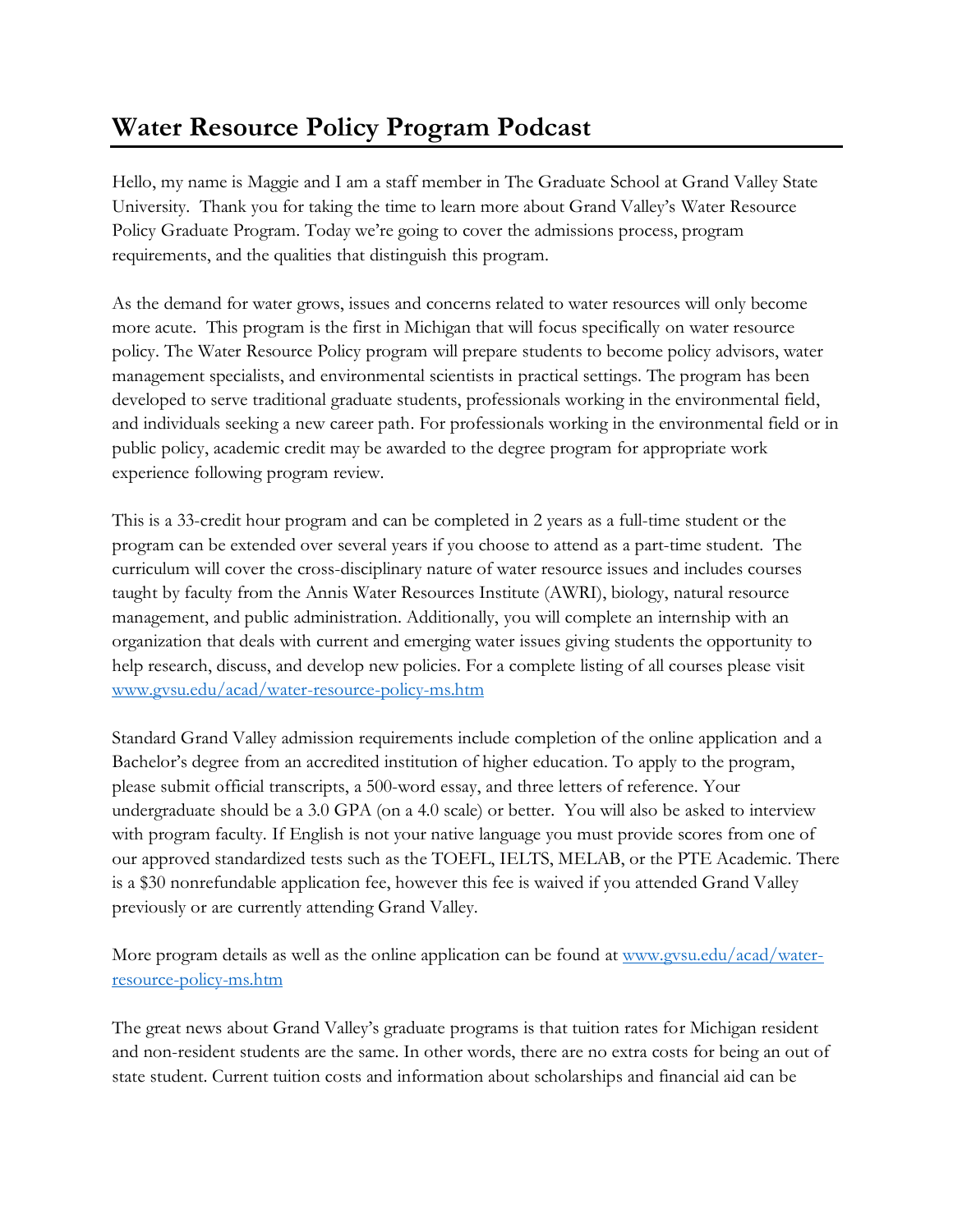# Water Resource Policy Program Podcast

Hello, my name is Maggie and I am a staff member in The Graduate School at Grand Valley State University. Thank you for taking the time to learn more about Grand Valley's Water Resource Policy Graduate Program. Today we're going to cover the admissions process, program requirements, and the qualities that distinguish this program.

As the demand for water grows, issues and concerns related to water resources will only become more acute. This program is the first in Michigan that will focus specifically on water resource policy. The Water Resource Policy program will prepare students to become policy advisors, water management specialists, and environmental scientists in practical settings. The program has been developed to serve traditional graduate students, professionals working in the environmental field, and individuals seeking a new career path. For professionals working in the environmental field or in public policy, academic credit may be awarded to the degree program for appropriate work experience following program review.

This is a 33-credit hour program and can be completed in 2 years as a full-time student or the program can be extended over several years if you choose to attend as a part-time student. The curriculum will cover the cross-disciplinary nature of water resource issues and includes courses taught by faculty from the Annis Water Resources Institute (AWRI), biology, natural resource management, and public administration. Additionally, you will complete an internship with an organization that deals with current and emerging water issues giving students the opportunity to help research, discuss, and develop new policies. For a complete listing of all courses please visit [www.gvsu.edu/acad/water-resource-policy-ms.htm](www.gvsu.edu/acad/water-resource-policy-ms.htm)

Standard Grand Valley admission requirements include completion of the online application and a Bachelor's degree from an accredited institution of higher education. To apply to the program, please submit official transcripts, a 500-word essay, and three letters of reference. Your undergraduate should be a 3.0 GPA (on a 4.0 scale) or better. You will also be asked to interview with program faculty. If English is not your native language you must provide scores from one of our approved standardized tests such as the TOEFL, IELTS, MELAB, or the PTE Academic. There is a $30 nonrefundable application fee, however this fee is waived if you attended Grand Valley previously or are currently attending Grand Valley.

More program details as well as the online application can be found at [www.gvsu.edu/acad/water-resource-policy-ms.htm](www.gvsu.edu/acad/water-resource-policy-ms.htm)

The great news about Grand Valley's graduate programs is that tuition rates for Michigan resident and non-resident students are the same. In other words, there are no extra costs for being an out of state student. Current tuition costs and information about scholarships and financial aid can be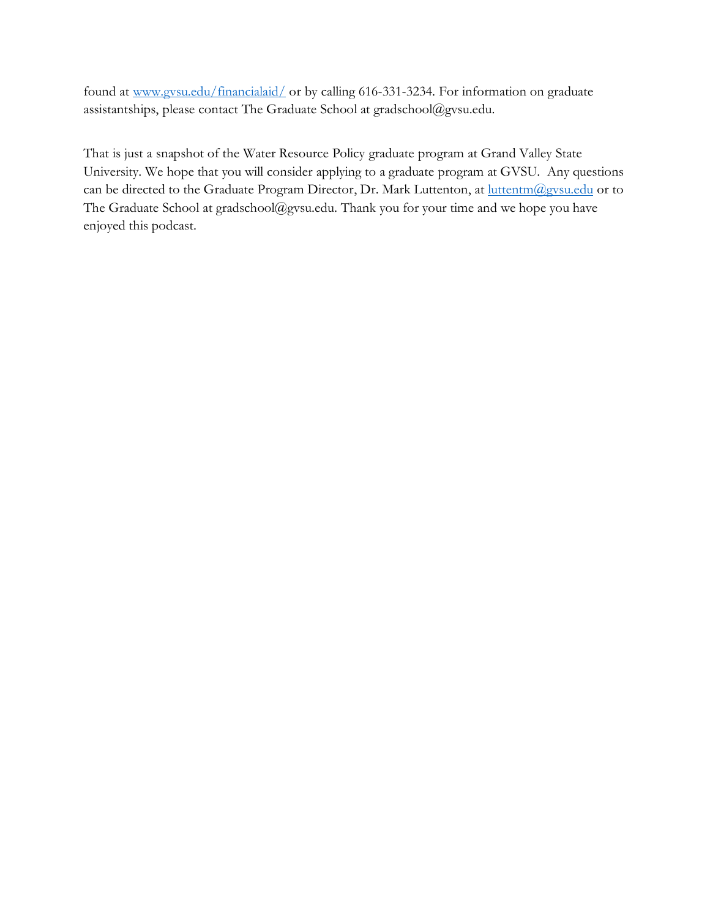found at [www.gvsu.edu/financialaid/](www.gvsu.edu/financialaid/) or by calling 616-331-3234. For information on graduate assistantships, please contact The Graduate School at gradschool@gvsu.edu.

That is just a snapshot of the Water Resource Policy graduate program at Grand Valley State University. We hope that you will consider applying to a graduate program at GVSU. Any questions can be directed to the Graduate Program Director, Dr. Mark Luttenton, at [luttentm@gvsu.edu](mailto:luttentm@gvsu.edu) or to The Graduate School at gradschool@gvsu.edu. Thank you for your time and we hope you have enjoyed this podcast.